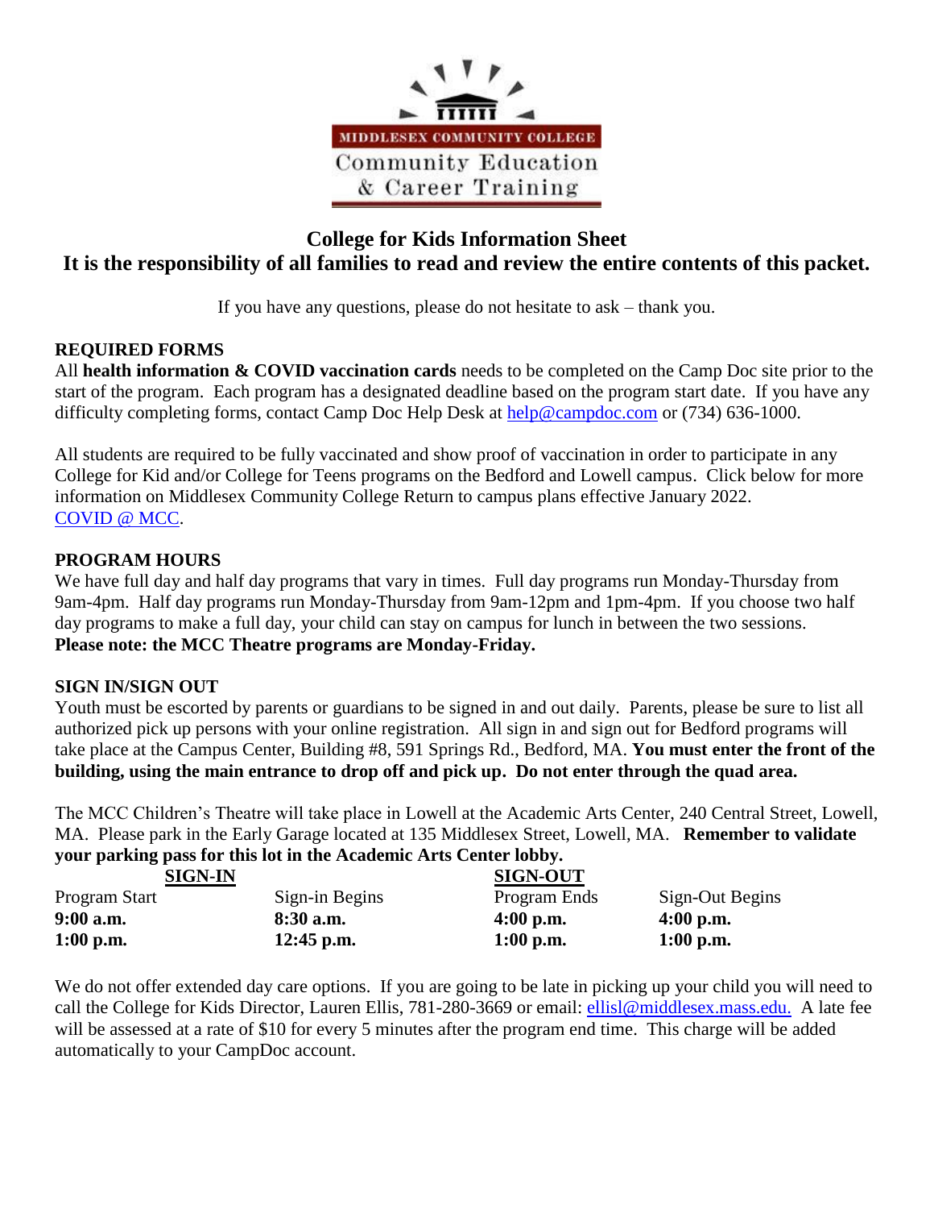MIDDLESEX COMMUNITY COLLEGE
Community Education & Career Training

# College for Kids Information Sheet

## It is the responsibility of all families to read and review the entire contents of this packet.

If you have any questions, please do not hesitate to ask – thank you.

### REQUIRED FORMS

All **health information & COVID vaccination cards** needs to be completed on the Camp Doc site prior to the start of the program. Each program has a designated deadline based on the program start date. If you have any difficulty completing forms, contact Camp Doc Help Desk at help@campdoc.com or (734) 636-1000.

All students are required to be fully vaccinated and show proof of vaccination in order to participate in any College for Kid and/or College for Teens programs on the Bedford and Lowell campus. Click below for more information on Middlesex Community College Return to campus plans effective January 2022.
COVID @ MCC.

### PROGRAM HOURS

We have full day and half day programs that vary in times. Full day programs run Monday-Thursday from 9am-4pm. Half day programs run Monday-Thursday from 9am-12pm and 1pm-4pm. If you choose two half day programs to make a full day, your child can stay on campus for lunch in between the two sessions.
**Please note: the MCC Theatre programs are Monday-Friday.**

### SIGN IN/SIGN OUT

Youth must be escorted by parents or guardians to be signed in and out daily. Parents, please be sure to list all authorized pick up persons with your online registration. All sign in and sign out for Bedford programs will take place at the Campus Center, Building #8, 591 Springs Rd., Bedford, MA. **You must enter the front of the building, using the main entrance to drop off and pick up. Do not enter through the quad area.**

The MCC Children's Theatre will take place in Lowell at the Academic Arts Center, 240 Central Street, Lowell, MA. Please park in the Early Garage located at 135 Middlesex Street, Lowell, MA. **Remember to validate your parking pass for this lot in the Academic Arts Center lobby.**

| SIGN-IN | | SIGN-OUT | |
|---|---|---|---|
| Program Start | Sign-in Begins | Program Ends | Sign-Out Begins |
| **9:00 a.m.** | **8:30 a.m.** | **4:00 p.m.** | **4:00 p.m.** |
| **1:00 p.m.** | **12:45 p.m.** | **1:00 p.m.** | **1:00 p.m.** |

We do not offer extended day care options. If you are going to be late in picking up your child you will need to call the College for Kids Director, Lauren Ellis, 781-280-3669 or email: ellisl@middlesex.mass.edu. A late fee will be assessed at a rate of $10 for every 5 minutes after the program end time. This charge will be added automatically to your CampDoc account.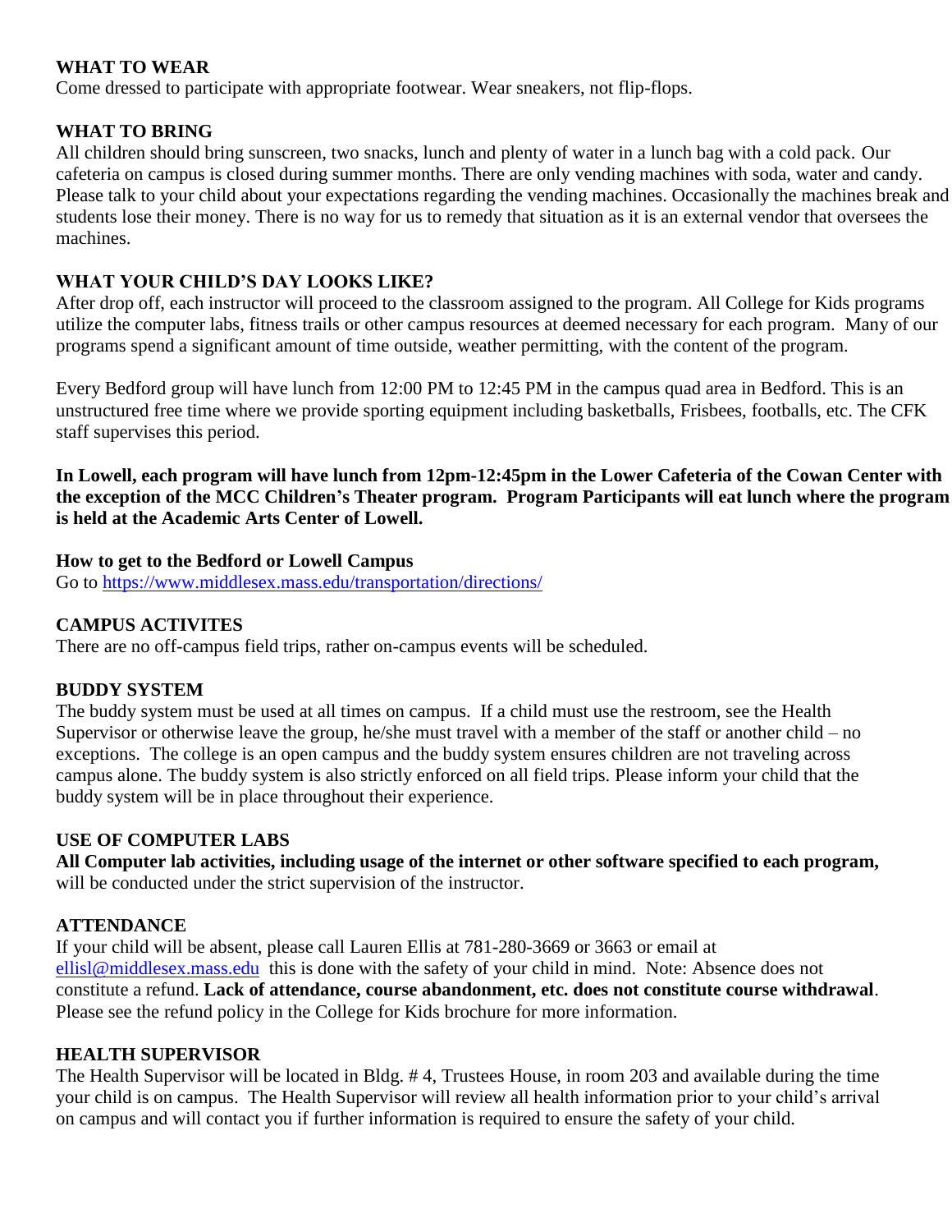**WHAT TO WEAR**

Come dressed to participate with appropriate footwear. Wear sneakers, not flip-flops.

**WHAT TO BRING**

All children should bring sunscreen, two snacks, lunch and plenty of water in a lunch bag with a cold pack. Our cafeteria on campus is closed during summer months. There are only vending machines with soda, water and candy. Please talk to your child about your expectations regarding the vending machines. Occasionally the machines break and students lose their money. There is no way for us to remedy that situation as it is an external vendor that oversees the machines.

**WHAT YOUR CHILD'S DAY LOOKS LIKE?**

After drop off, each instructor will proceed to the classroom assigned to the program. All College for Kids programs utilize the computer labs, fitness trails or other campus resources at deemed necessary for each program. Many of our programs spend a significant amount of time outside, weather permitting, with the content of the program.

Every Bedford group will have lunch from 12:00 PM to 12:45 PM in the campus quad area in Bedford. This is an unstructured free time where we provide sporting equipment including basketballs, Frisbees, footballs, etc. The CFK staff supervises this period.

**In Lowell, each program will have lunch from 12pm-12:45pm in the Lower Cafeteria of the Cowan Center with the exception of the MCC Children's Theater program. Program Participants will eat lunch where the program is held at the Academic Arts Center of Lowell.**

**How to get to the Bedford or Lowell Campus**

Go to https://www.middlesex.mass.edu/transportation/directions/

**CAMPUS ACTIVITES**

There are no off-campus field trips, rather on-campus events will be scheduled.

**BUDDY SYSTEM**

The buddy system must be used at all times on campus. If a child must use the restroom, see the Health Supervisor or otherwise leave the group, he/she must travel with a member of the staff or another child – no exceptions. The college is an open campus and the buddy system ensures children are not traveling across campus alone. The buddy system is also strictly enforced on all field trips. Please inform your child that the buddy system will be in place throughout their experience.

**USE OF COMPUTER LABS**

**All Computer lab activities, including usage of the internet or other software specified to each program,** will be conducted under the strict supervision of the instructor.

**ATTENDANCE**

If your child will be absent, please call Lauren Ellis at 781-280-3669 or 3663 or email at ellisl@middlesex.mass.edu this is done with the safety of your child in mind. Note: Absence does not constitute a refund. **Lack of attendance, course abandonment, etc. does not constitute course withdrawal**. Please see the refund policy in the College for Kids brochure for more information.

**HEALTH SUPERVISOR**

The Health Supervisor will be located in Bldg. # 4, Trustees House, in room 203 and available during the time your child is on campus. The Health Supervisor will review all health information prior to your child's arrival on campus and will contact you if further information is required to ensure the safety of your child.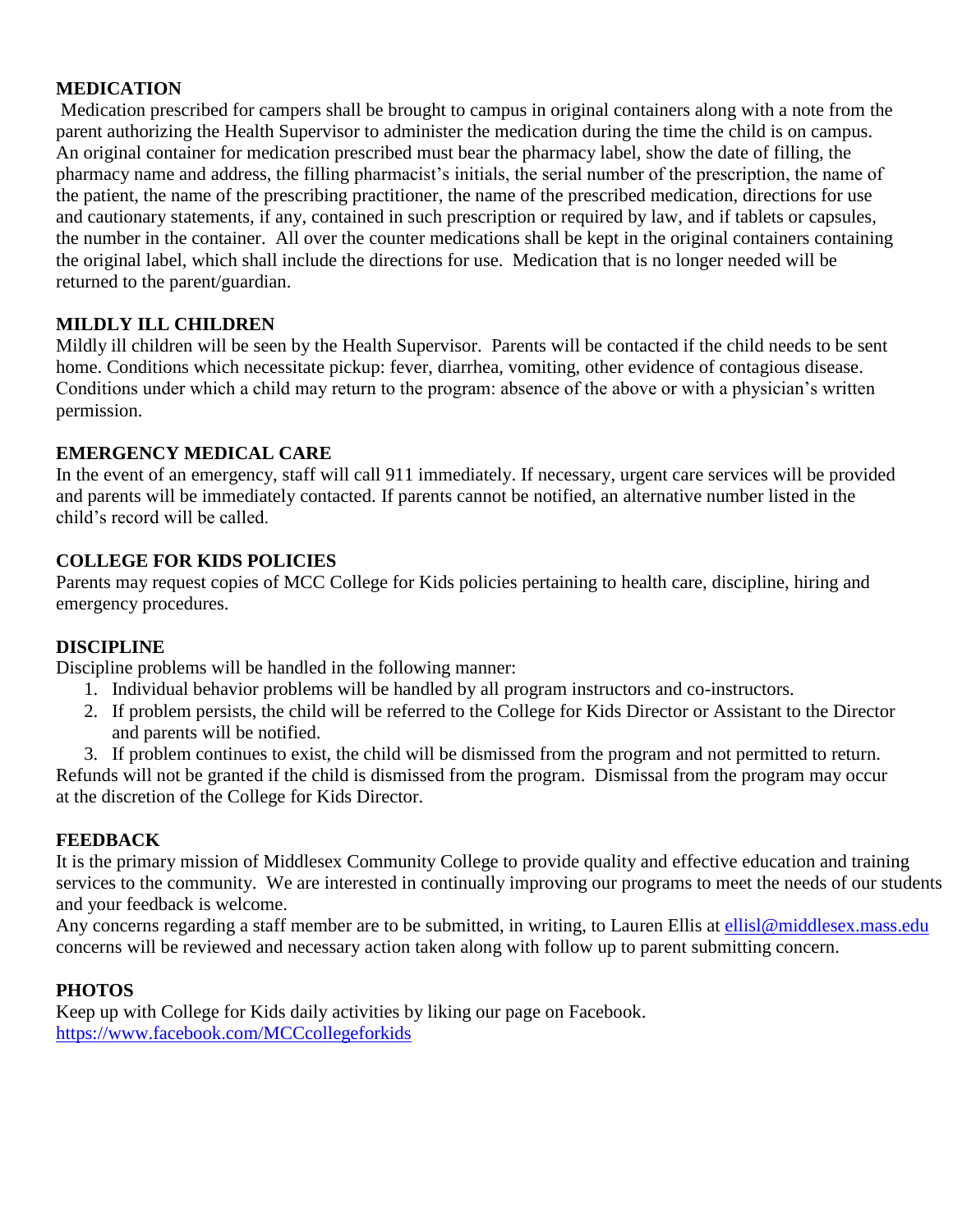## MEDICATION

Medication prescribed for campers shall be brought to campus in original containers along with a note from the parent authorizing the Health Supervisor to administer the medication during the time the child is on campus. An original container for medication prescribed must bear the pharmacy label, show the date of filling, the pharmacy name and address, the filling pharmacist's initials, the serial number of the prescription, the name of the patient, the name of the prescribing practitioner, the name of the prescribed medication, directions for use and cautionary statements, if any, contained in such prescription or required by law, and if tablets or capsules, the number in the container. All over the counter medications shall be kept in the original containers containing the original label, which shall include the directions for use. Medication that is no longer needed will be returned to the parent/guardian.

## MILDLY ILL CHILDREN

Mildly ill children will be seen by the Health Supervisor. Parents will be contacted if the child needs to be sent home. Conditions which necessitate pickup: fever, diarrhea, vomiting, other evidence of contagious disease. Conditions under which a child may return to the program: absence of the above or with a physician's written permission.

## EMERGENCY MEDICAL CARE

In the event of an emergency, staff will call 911 immediately. If necessary, urgent care services will be provided and parents will be immediately contacted. If parents cannot be notified, an alternative number listed in the child's record will be called.

## COLLEGE FOR KIDS POLICIES

Parents may request copies of MCC College for Kids policies pertaining to health care, discipline, hiring and emergency procedures.

## DISCIPLINE

Discipline problems will be handled in the following manner:

1. Individual behavior problems will be handled by all program instructors and co-instructors.
2. If problem persists, the child will be referred to the College for Kids Director or Assistant to the Director and parents will be notified.
3. If problem continues to exist, the child will be dismissed from the program and not permitted to return.

Refunds will not be granted if the child is dismissed from the program. Dismissal from the program may occur at the discretion of the College for Kids Director.

## FEEDBACK

It is the primary mission of Middlesex Community College to provide quality and effective education and training services to the community. We are interested in continually improving our programs to meet the needs of our students and your feedback is welcome.

Any concerns regarding a staff member are to be submitted, in writing, to Lauren Ellis at ellisl@middlesex.mass.edu concerns will be reviewed and necessary action taken along with follow up to parent submitting concern.

## PHOTOS

Keep up with College for Kids daily activities by liking our page on Facebook.
https://www.facebook.com/MCCcollegeforkids